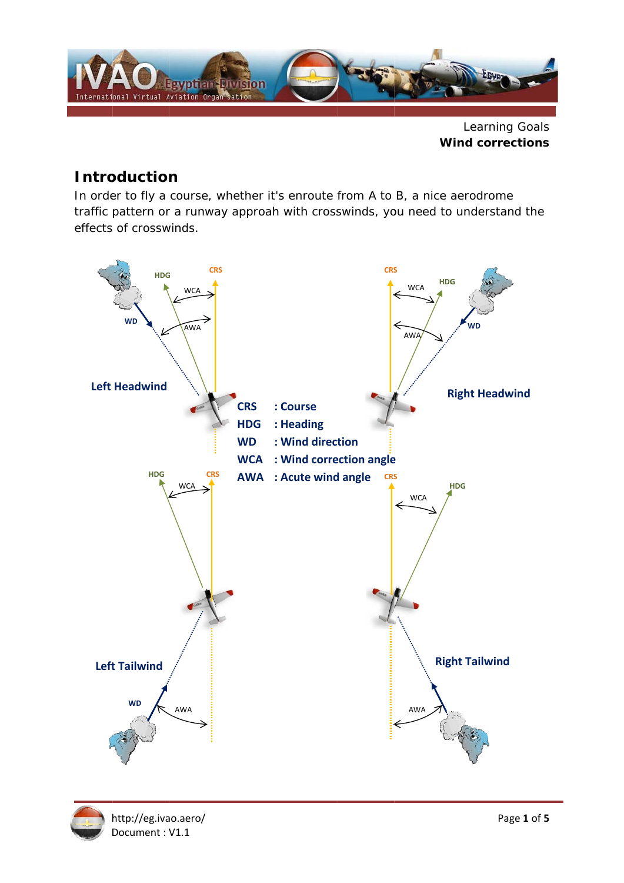Learning Goals
**Wind corrections**

## Introduction

In order to fly a course, whether it's enroute from A to B, a nice aerodrome traffic pattern or a runway approah with crosswinds, you need to understand the effects of crosswinds.

**Left Headwind**

**Right Headwind**

**Left Tailwind**

**Right Tailwind**

| | |
|---|---|
| **CRS** | **: Course** |
| **HDG** | **: Heading** |
| **WD** | **: Wind direction** |
| **WCA** | **: Wind correction angle** |
| **AWA** | **: Acute wind angle** |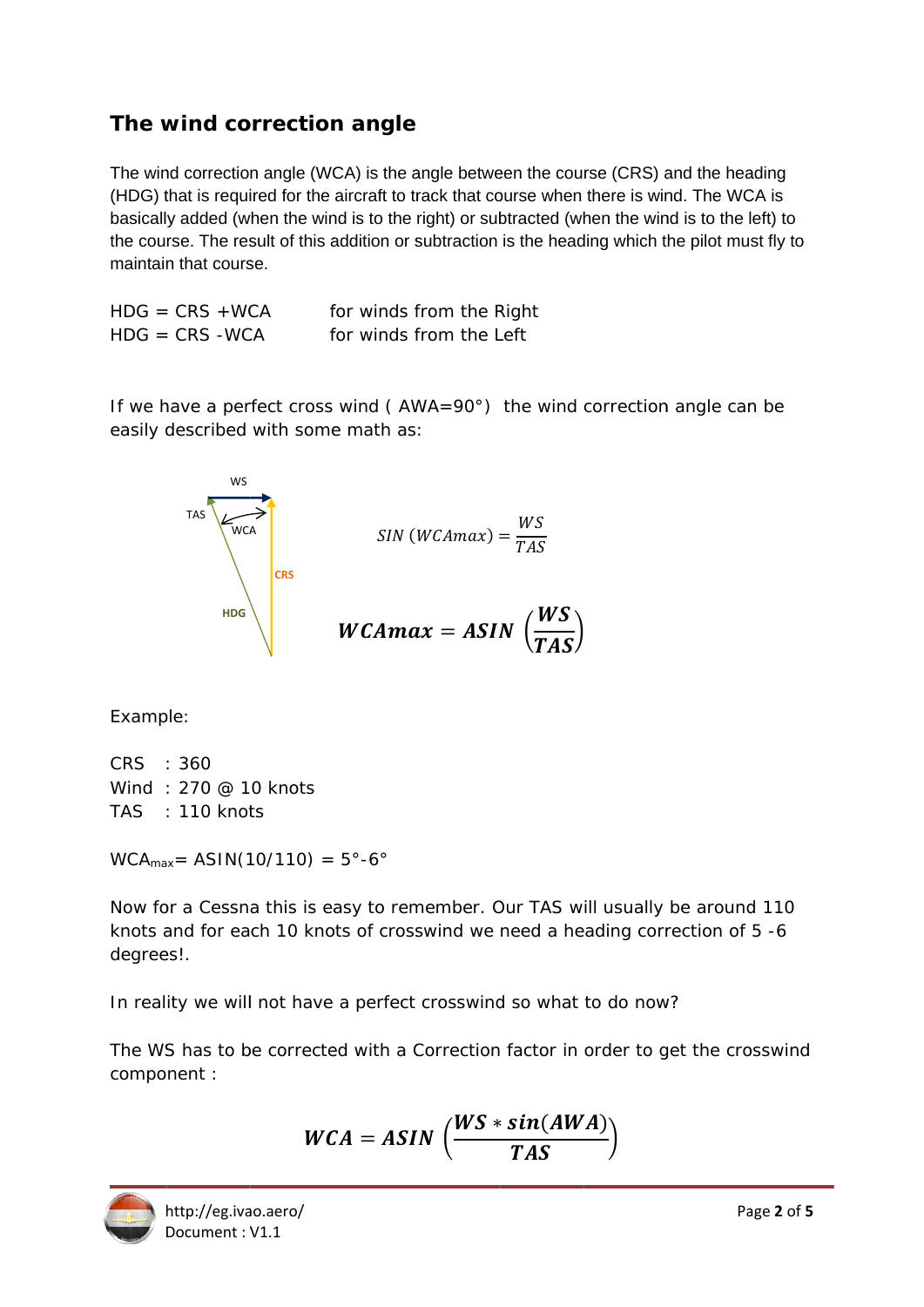## The wind correction angle

The wind correction angle (WCA) is the angle between the course (CRS) and the heading (HDG) that is required for the aircraft to track that course when there is wind. The WCA is basically added (when the wind is to the right) or subtracted (when the wind is to the left) to the course. The result of this addition or subtraction is the heading which the pilot must fly to maintain that course.

HDG = CRS +WCA for winds from the Right
HDG = CRS -WCA for winds from the Left

If we have a perfect cross wind ( AWA=90°) the wind correction angle can be easily described with some math as:

$$SIN\ (WCAmax) = \frac{WS}{TAS}$$

$$\boldsymbol{WCAmax = ASIN\left(\frac{WS}{TAS}\right)}$$

Example:

CRS : 360
Wind : 270 @ 10 knots
TAS : 110 knots

$WCA_{max}$= ASIN(10/110) = 5°-6°

Now for a Cessna this is easy to remember. Our TAS will usually be around 110 knots and for each 10 knots of crosswind we need a heading correction of 5 -6 degrees!.

In reality we will not have a perfect crosswind so what to do now?

The WS has to be corrected with a Correction factor in order to get the crosswind component :

$$\boldsymbol{WCA = ASIN\left(\frac{WS * \sin(AWA)}{TAS}\right)}$$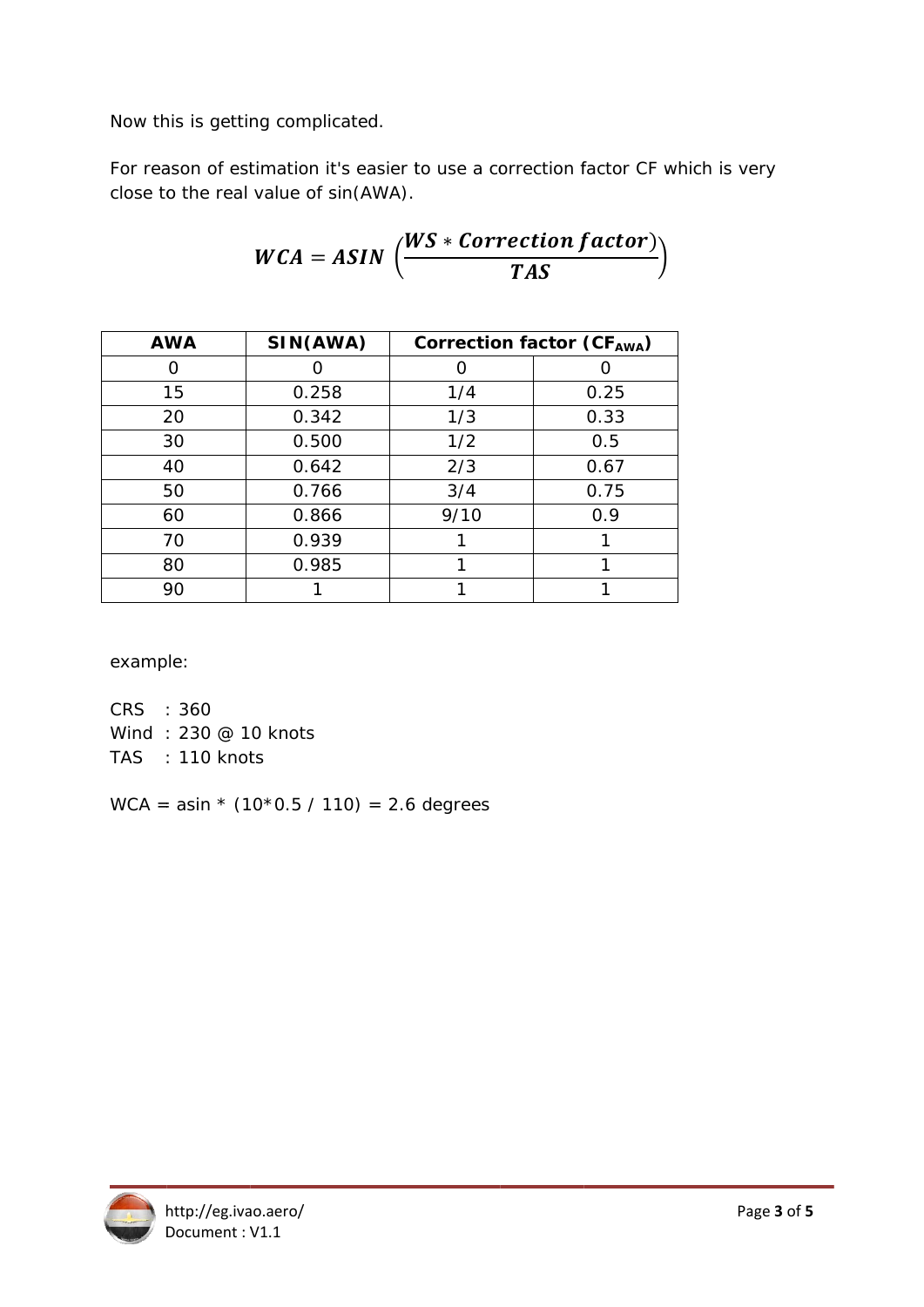Now this is getting complicated.

For reason of estimation it's easier to use a correction factor CF which is very close to the real value of sin(AWA).

$$WCA = ASIN\left(\frac{WS * Correction\ factor}{TAS}\right)$$

| AWA | SIN(AWA) | Correction factor ($CF_{AWA}$) | |
|---|---|---|---|
| 0 | 0 | 0 | 0 |
| 15 | 0.258 | 1/4 | 0.25 |
| 20 | 0.342 | 1/3 | 0.33 |
| 30 | 0.500 | 1/2 | 0.5 |
| 40 | 0.642 | 2/3 | 0.67 |
| 50 | 0.766 | 3/4 | 0.75 |
| 60 | 0.866 | 9/10 | 0.9 |
| 70 | 0.939 | 1 | 1 |
| 80 | 0.985 | 1 | 1 |
| 90 | 1 | 1 | 1 |

example:

CRS : 360
Wind : 230 @ 10 knots
TAS : 110 knots

WCA = asin * (10*0.5 / 110) = 2.6 degrees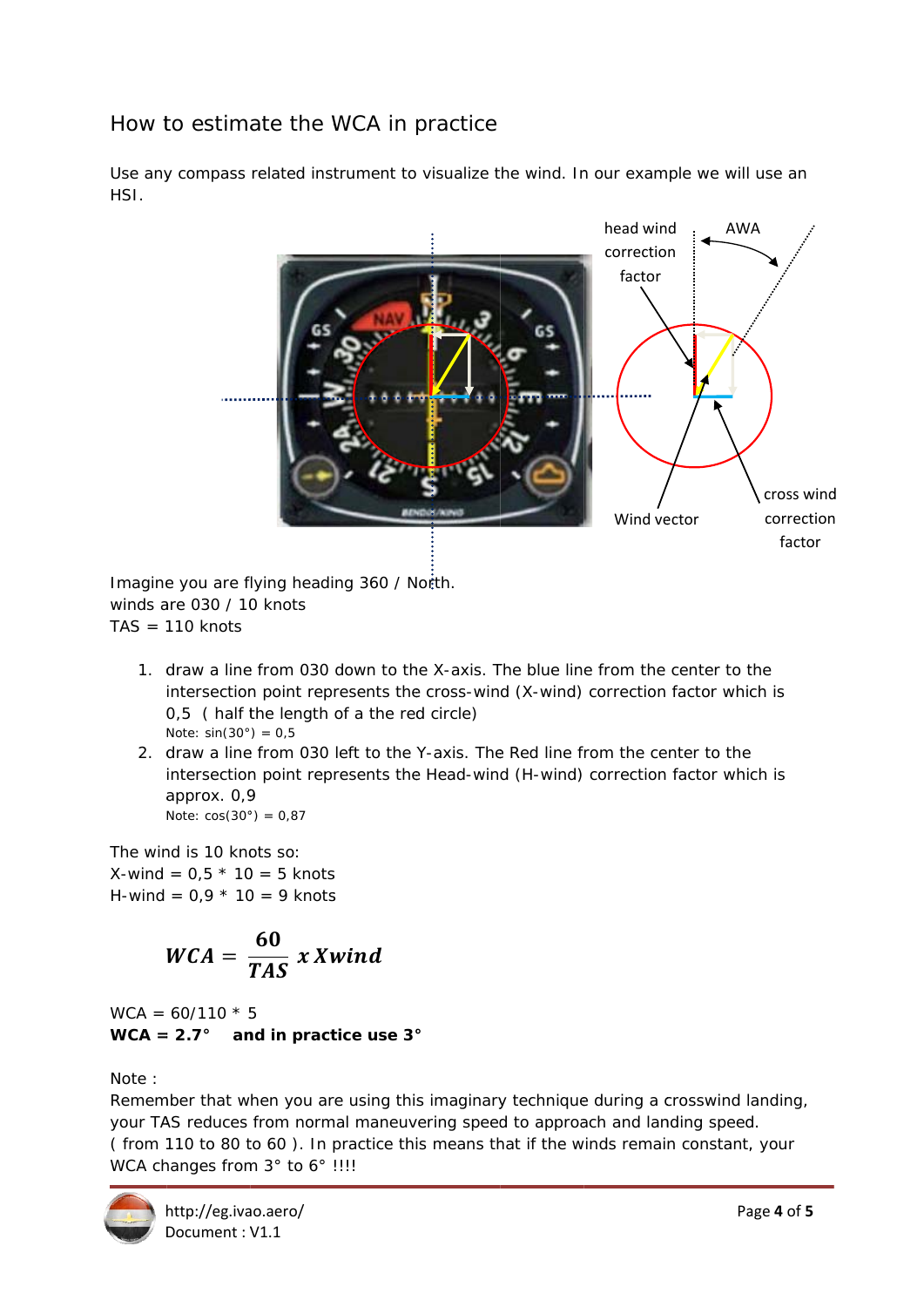## How to estimate the WCA in practice

Use any compass related instrument to visualize the wind. In our example we will use an HSI.

Imagine you are flying heading 360 / North.
winds are 030 / 10 knots
TAS = 110 knots

1. draw a line from 030 down to the X-axis. The blue line from the center to the intersection point represents the cross-wind (X-wind) correction factor which is 0,5 ( half the length of a the red circle)
   Note: sin(30°) = 0,5
2. draw a line from 030 left to the Y-axis. The Red line from the center to the intersection point represents the Head-wind (H-wind) correction factor which is approx. 0,9
   Note: cos(30°) = 0,87

The wind is 10 knots so:
X-wind = 0,5 * 10 = 5 knots
H-wind = 0,9 * 10 = 9 knots

$$WCA = \frac{60}{TAS} \; x \; Xwind$$

WCA = 60/110 * 5
**WCA = 2.7° and in practice use 3°**

Note :
Remember that when you are using this imaginary technique during a crosswind landing, your TAS reduces from normal maneuvering speed to approach and landing speed. ( from 110 to 80 to 60 ). In practice this means that if the winds remain constant, your WCA changes from 3° to 6° !!!!

http://eg.ivao.aero/
Document : V1.1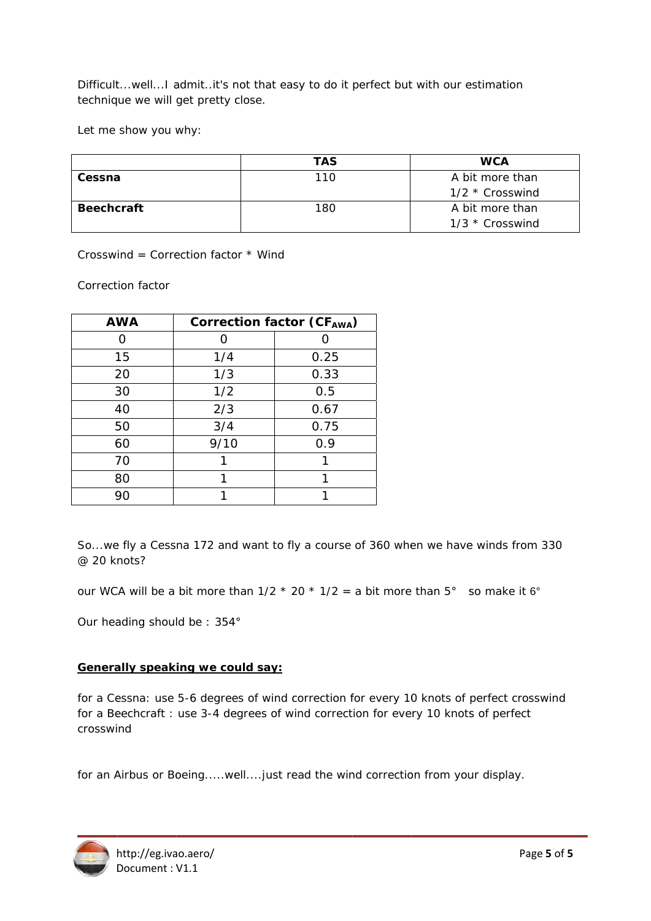Difficult...well...I admit..it's not that easy to do it perfect but with our estimation technique we will get pretty close.

Let me show you why:

| | TAS | WCA |
|---|---|---|
| **Cessna** | 110 | A bit more than 1/2 * Crosswind |
| **Beechcraft** | 180 | A bit more than 1/3 * Crosswind |

Crosswind = Correction factor * Wind

Correction factor

| AWA | Correction factor ($CF_{AWA}$) | |
|---|---|---|
| 0 | 0 | 0 |
| 15 | 1/4 | 0.25 |
| 20 | 1/3 | 0.33 |
| 30 | 1/2 | 0.5 |
| 40 | 2/3 | 0.67 |
| 50 | 3/4 | 0.75 |
| 60 | 9/10 | 0.9 |
| 70 | 1 | 1 |
| 80 | 1 | 1 |
| 90 | 1 | 1 |

So...we fly a Cessna 172 and want to fly a course of 360 when we have winds from 330 @ 20 knots?

our WCA will be a bit more than 1/2 * 20 * 1/2 = a bit more than 5° so make it 6°

Our heading should be : 354°

**<u>Generally speaking we could say:</u>**

for a Cessna: use 5-6 degrees of wind correction for every 10 knots of perfect crosswind
for a Beechcraft : use 3-4 degrees of wind correction for every 10 knots of perfect crosswind

for an Airbus or Boeing.....well....just read the wind correction from your display.